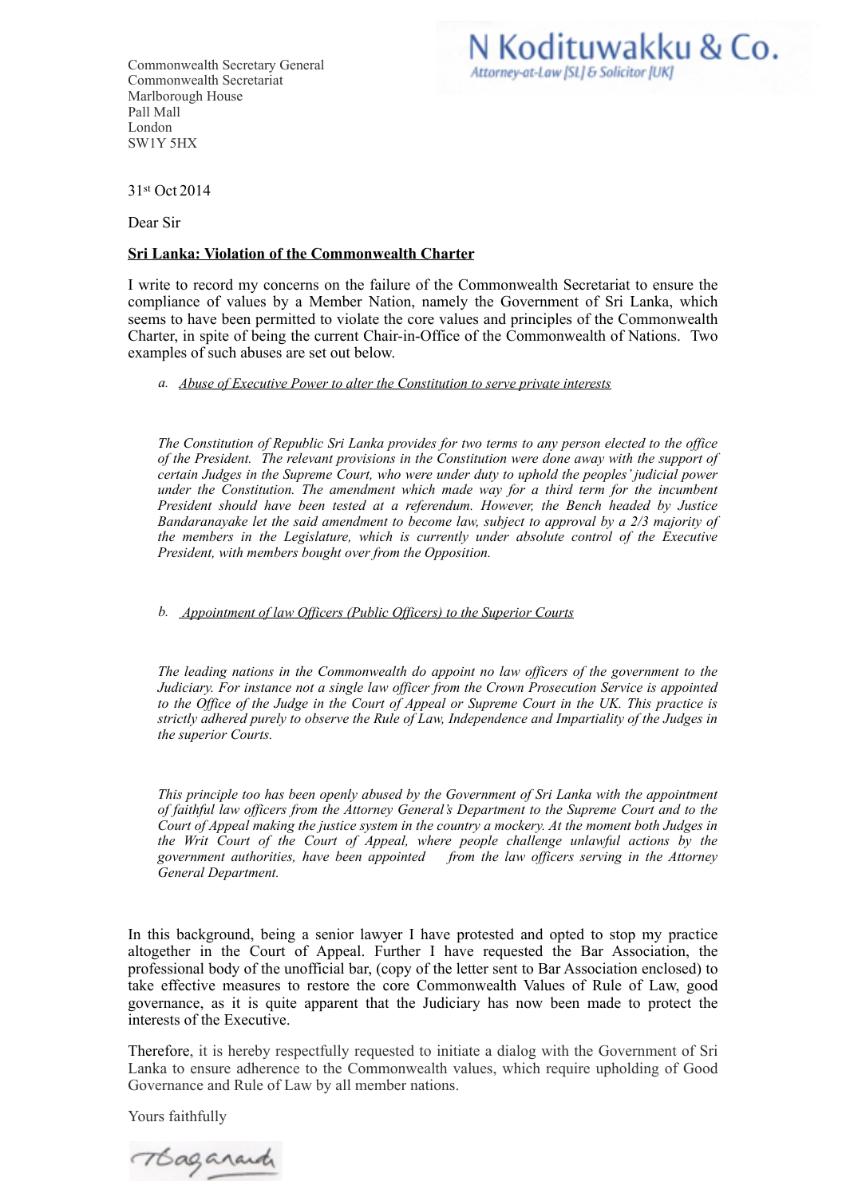**N Kodituwakku & Co.**
*Attorney-at-Law [SL] & Solicitor [UK]*

Commonwealth Secretary General
Commonwealth Secretariat
Marlborough House
Pall Mall
London
SW1Y 5HX

31st Oct 2014

Dear Sir

**Sri Lanka: Violation of the Commonwealth Charter**

I write to record my concerns on the failure of the Commonwealth Secretariat to ensure the compliance of values by a Member Nation, namely the Government of Sri Lanka, which seems to have been permitted to violate the core values and principles of the Commonwealth Charter, in spite of being the current Chair-in-Office of the Commonwealth of Nations. Two examples of such abuses are set out below.

a. *Abuse of Executive Power to alter the Constitution to serve private interests*

*The Constitution of Republic Sri Lanka provides for two terms to any person elected to the office of the President. The relevant provisions in the Constitution were done away with the support of certain Judges in the Supreme Court, who were under duty to uphold the peoples' judicial power under the Constitution. The amendment which made way for a third term for the incumbent President should have been tested at a referendum. However, the Bench headed by Justice Bandaranayake let the said amendment to become law, subject to approval by a 2/3 majority of the members in the Legislature, which is currently under absolute control of the Executive President, with members bought over from the Opposition.*

b. *Appointment of law Officers (Public Officers) to the Superior Courts*

*The leading nations in the Commonwealth do appoint no law officers of the government to the Judiciary. For instance not a single law officer from the Crown Prosecution Service is appointed to the Office of the Judge in the Court of Appeal or Supreme Court in the UK. This practice is strictly adhered purely to observe the Rule of Law, Independence and Impartiality of the Judges in the superior Courts.*

*This principle too has been openly abused by the Government of Sri Lanka with the appointment of faithful law officers from the Attorney General's Department to the Supreme Court and to the Court of Appeal making the justice system in the country a mockery. At the moment both Judges in the Writ Court of the Court of Appeal, where people challenge unlawful actions by the government authorities, have been appointed from the law officers serving in the Attorney General Department.*

In this background, being a senior lawyer I have protested and opted to stop my practice altogether in the Court of Appeal. Further I have requested the Bar Association, the professional body of the unofficial bar, (copy of the letter sent to Bar Association enclosed) to take effective measures to restore the core Commonwealth Values of Rule of Law, good governance, as it is quite apparent that the Judiciary has now been made to protect the interests of the Executive.

Therefore, it is hereby respectfully requested to initiate a dialog with the Government of Sri Lanka to ensure adherence to the Commonwealth values, which require upholding of Good Governance and Rule of Law by all member nations.

Yours faithfully

Thaganand